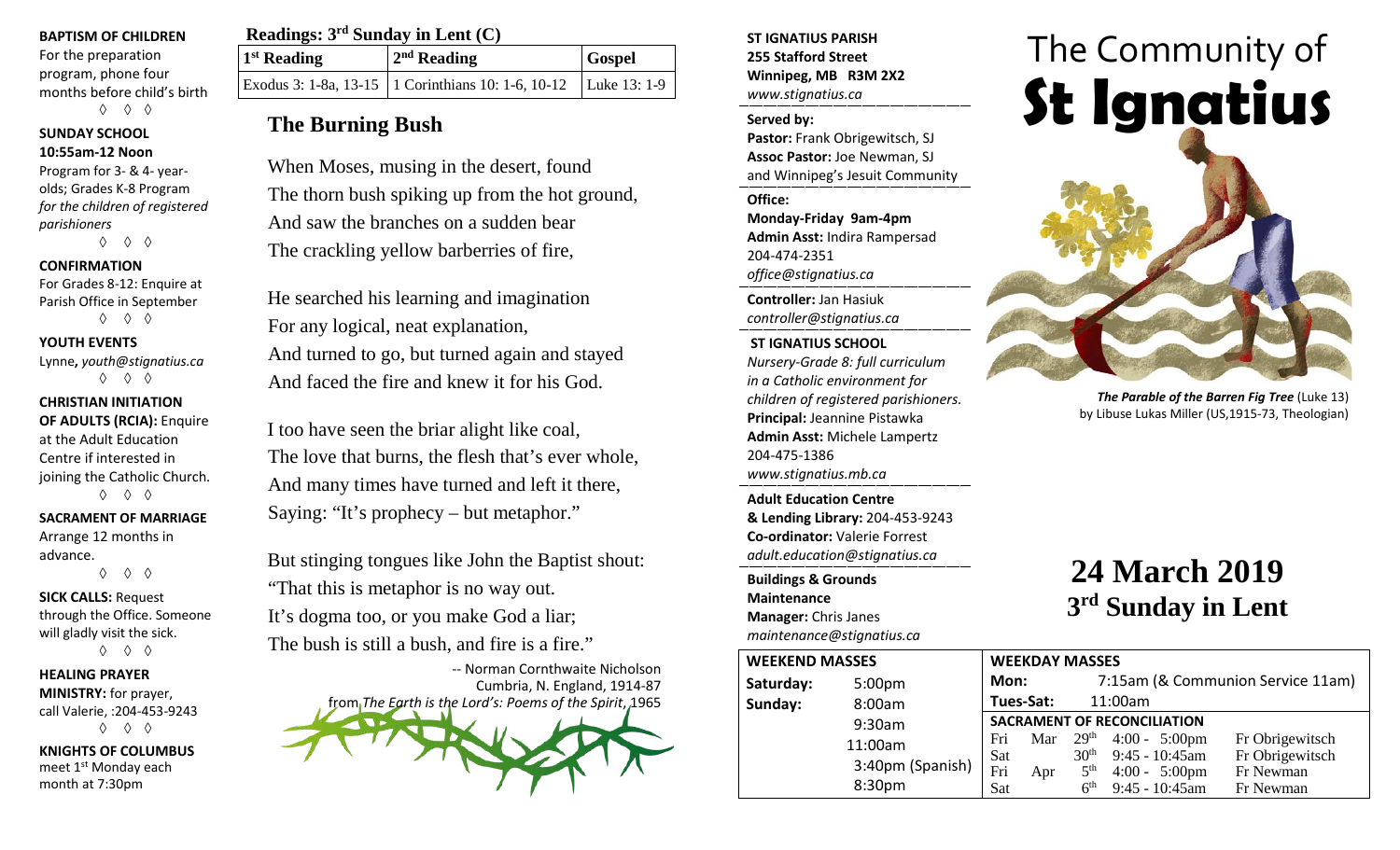**BAPTISM OF CHILDREN**
For the preparation program, phone four months before child's birth
◊ ◊ ◊

**SUNDAY SCHOOL**
**10:55am-12 Noon**
Program for 3- & 4- year-olds; Grades K-8 Program *for the children of registered parishioners*
◊ ◊ ◊

**CONFIRMATION**
For Grades 8-12: Enquire at Parish Office in September
◊ ◊ ◊

**YOUTH EVENTS**
Lynne**,** *youth@stignatius.ca*
◊ ◊ ◊

**CHRISTIAN INITIATION OF ADULTS (RCIA):** Enquire at the Adult Education Centre if interested in joining the Catholic Church.
◊ ◊ ◊

**SACRAMENT OF MARRIAGE**
Arrange 12 months in advance.
◊ ◊ ◊

**SICK CALLS:** Request through the Office. Someone will gladly visit the sick.
◊ ◊ ◊

**HEALING PRAYER MINISTRY:** for prayer, call Valerie, :204-453-9243
◊ ◊ ◊

**KNIGHTS OF COLUMBUS**
meet 1st Monday each month at 7:30pm

**Readings: 3rd Sunday in Lent (C)**

| 1st Reading | 2nd Reading | Gospel |
|---|---|---|
| Exodus 3: 1-8a, 13-15 | 1 Corinthians 10: 1-6, 10-12 | Luke 13: 1-9 |

## The Burning Bush

When Moses, musing in the desert, found
The thorn bush spiking up from the hot ground,
And saw the branches on a sudden bear
The crackling yellow barberries of fire,

He searched his learning and imagination
For any logical, neat explanation,
And turned to go, but turned again and stayed
And faced the fire and knew it for his God.

I too have seen the briar alight like coal,
The love that burns, the flesh that's ever whole,
And many times have turned and left it there,
Saying: "It's prophecy – but metaphor."

But stinging tongues like John the Baptist shout:
"That this is metaphor is no way out.
It's dogma too, or you make God a liar;
The bush is still a bush, and fire is a fire."

-- Norman Cornthwaite Nicholson
Cumbria, N. England, 1914-87
from *The Earth is the Lord's: Poems of the Spirit*, 1965

**ST IGNATIUS PARISH**
**255 Stafford Street**
**Winnipeg, MB R3M 2X2**
*www.stignatius.ca*

**Served by:**
**Pastor:** Frank Obrigewitsch, SJ
**Assoc Pastor:** Joe Newman, SJ
and Winnipeg's Jesuit Community

**Office:**
**Monday-Friday 9am-4pm**
**Admin Asst:** Indira Rampersad
204-474-2351
*office@stignatius.ca*

**Controller:** Jan Hasiuk
*controller@stignatius.ca*

**ST IGNATIUS SCHOOL**
*Nursery-Grade 8: full curriculum in a Catholic environment for children of registered parishioners.*
**Principal:** Jeannine Pistawka
**Admin Asst:** Michele Lampertz
204-475-1386
*www.stignatius.mb.ca*

**Adult Education Centre & Lending Library:** 204-453-9243
**Co-ordinator:** Valerie Forrest
*adult.education@stignatius.ca*

**Buildings & Grounds Maintenance Manager:** Chris Janes
*maintenance@stignatius.ca*

# The Community of St Ignatius

***The Parable of the Barren Fig Tree*** (Luke 13) by Libuse Lukas Miller (US,1915-73, Theologian)

## 24 March 2019
## 3rd Sunday in Lent

| WEEKEND MASSES | |
|---|---|
| Saturday: | 5:00pm |
| Sunday: | 8:00am |
| | 9:30am |
| | 11:00am |
| | 3:40pm (Spanish) |
| | 8:30pm |

**WEEKDAY MASSES**

| | |
|---|---|
| Mon: | 7:15am (& Communion Service 11am) |
| Tues-Sat: | 11:00am |

**SACRAMENT OF RECONCILIATION**

| | | | | |
|---|---|---|---|---|
| Fri | Mar | 29th | 4:00 - 5:00pm | Fr Obrigewitsch |
| Sat | | 30th | 9:45 - 10:45am | Fr Obrigewitsch |
| Fri | Apr | 5th | 4:00 - 5:00pm | Fr Newman |
| Sat | | 6th | 9:45 - 10:45am | Fr Newman |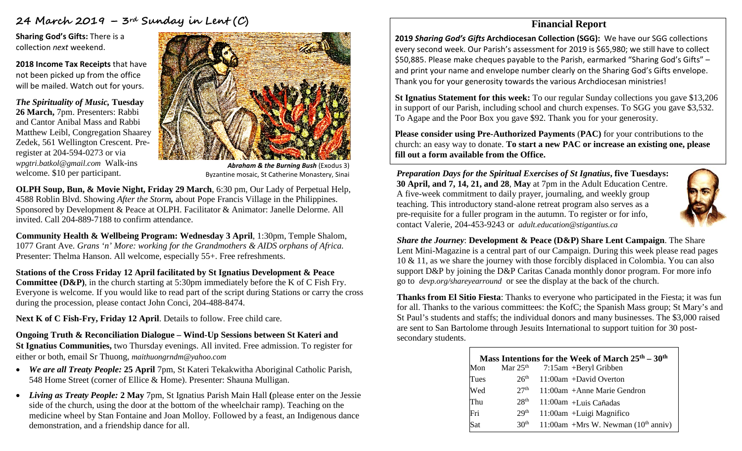# 24 March 2019 – 3rd Sunday in Lent (C)

**Sharing God's Gifts:** There is a collection *next* weekend.

**2018 Income Tax Receipts** that have not been picked up from the office will be mailed. Watch out for yours.

***The Spirituality of Music,* Tuesday 26 March,** 7pm. Presenters: Rabbi and Cantor Anibal Mass and Rabbi Matthew Leibl, Congregation Shaarey Zedek, 561 Wellington Crescent. Pre-register at 204-594-0273 or via *wpgtri.batkol@gmail.com* Walk-ins welcome. $10 per participant.

***Abraham & the Burning Bush*** (Exodus 3)
Byzantine mosaic, St Catherine Monastery, Sinai

**OLPH Soup, Bun, & Movie Night, Friday 29 March**, 6:30 pm, Our Lady of Perpetual Help, 4588 Roblin Blvd. Showing *After the Storm,* about Pope Francis Village in the Philippines. Sponsored by Development & Peace at OLPH. Facilitator & Animator: Janelle Delorme. All invited. Call 204-889-7188 to confirm attendance.

**Community Health & Wellbeing Program: Wednesday 3 April**, 1:30pm, Temple Shalom, 1077 Grant Ave. *Grans 'n' More: working for the Grandmothers & AIDS orphans of Africa.* Presenter: Thelma Hanson. All welcome, especially 55+. Free refreshments.

**Stations of the Cross Friday 12 April facilitated by St Ignatius Development & Peace Committee (D&P)**, in the church starting at 5:30pm immediately before the K of C Fish Fry. Everyone is welcome. If you would like to read part of the script during Stations or carry the cross during the procession, please contact John Conci, 204-488-8474.

**Next K of C Fish-Fry, Friday 12 April**. Details to follow. Free child care.

**Ongoing Truth & Reconciliation Dialogue – Wind-Up Sessions between St Kateri and St Ignatius Communities,** two Thursday evenings. All invited. Free admission. To register for either or both, email Sr Thuong, *maithuongrndm@yahoo.com*

- ***We are all Treaty People:* 25 April** 7pm, St Kateri Tekakwitha Aboriginal Catholic Parish, 548 Home Street (corner of Ellice & Home). Presenter: Shauna Mulligan.
- ***Living as Treaty People:* 2 May** 7pm, St Ignatius Parish Main Hall **(**please enter on the Jessie side of the church, using the door at the bottom of the wheelchair ramp). Teaching on the medicine wheel by Stan Fontaine and Joan Molloy. Followed by a feast, an Indigenous dance demonstration, and a friendship dance for all.

## Financial Report

**2019 *Sharing God's Gifts* Archdiocesan Collection (SGG):** We have our SGG collections every second week. Our Parish's assessment for 2019 is $65,980; we still have to collect $50,885. Please make cheques payable to the Parish, earmarked "Sharing God's Gifts" – and print your name and envelope number clearly on the Sharing God's Gifts envelope. Thank you for your generosity towards the various Archdiocesan ministries!

**St Ignatius Statement for this week:** To our regular Sunday collections you gave $13,206 in support of our Parish, including school and church expenses. To SGG you gave $3,532. To Agape and the Poor Box you gave $92. Thank you for your generosity.

**Please consider using Pre-Authorized Payments** (**PAC)** for your contributions to the church: an easy way to donate. **To start a new PAC or increase an existing one, please fill out a form available from the Office.**

***Preparation Days for the Spiritual Exercises of St Ignatius*, five Tuesdays: 30 April, and 7, 14, 21, and 28**, **May** at 7pm in the Adult Education Centre. A five-week commitment to daily prayer, journaling, and weekly group teaching. This introductory stand-alone retreat program also serves as a pre-requisite for a fuller program in the autumn. To register or for info, contact Valerie, 204-453-9243 or *adult.education@stigantius.ca*

***Share the Journey*: Development & Peace (D&P) Share Lent Campaign**. The Share Lent Mini-Magazine is a central part of our Campaign. During this week please read pages 10 & 11, as we share the journey with those forcibly displaced in Colombia. You can also support D&P by joining the D&P Caritas Canada monthly donor program. For more info go to *devp.org/shareyearround* or see the display at the back of the church.

**Thanks from El Sitio Fiesta**: Thanks to everyone who participated in the Fiesta; it was fun for all. Thanks to the various committees: the KofC; the Spanish Mass group; St Mary's and St Paul's students and staffs; the individual donors and many businesses. The $3,000 raised are sent to San Bartolome through Jesuits International to support tuition for 30 post-secondary students.

**Mass Intentions for the Week of March 25th – 30th**

| | | |
|---|---|---|
| Mon | Mar 25th | 7:15am +Beryl Gribben |
| Tues | 26th | 11:00am +David Overton |
| Wed | 27th | 11:00am +Anne Marie Gendron |
| Thu | 28th | 11:00am +Luis Cañadas |
| Fri | 29th | 11:00am +Luigi Magnifico |
| Sat | 30th | 11:00am +Mrs W. Newman (10th anniv) |